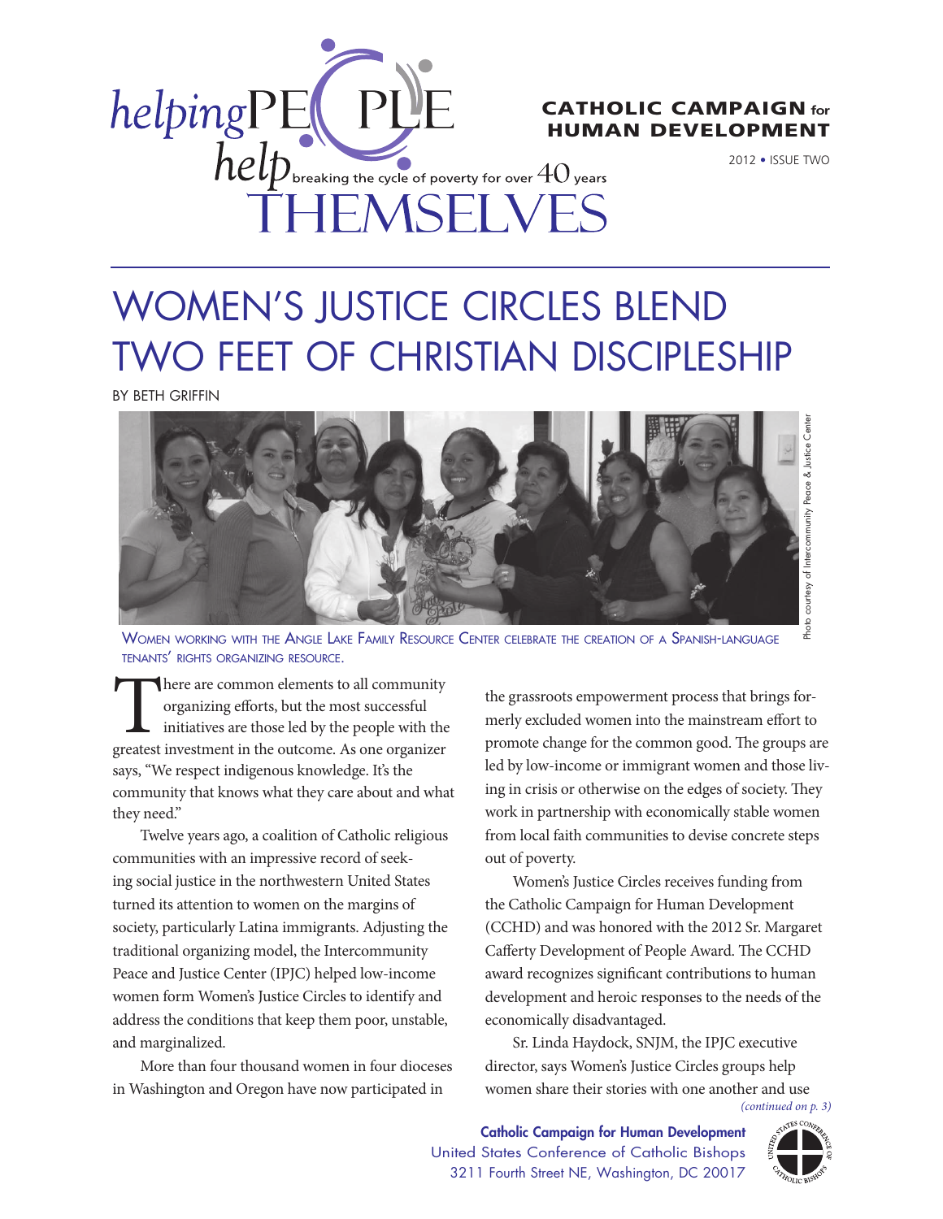helpingPEOPLE help THEMSELVES

breaking the cycle of poverty for over 40 years

**CATHOLIC CAMPAIGN for HUMAN DEVELOPMENT**

2012 • ISSUE TWO

# WOMEN'S JUSTICE CIRCLES BLEND TWO FEET OF CHRISTIAN DISCIPLESHIP

BY BETH GRIFFIN

Photo courtesy of Intercommunity Peace & Justice Center

WOMEN WORKING WITH THE ANGLE LAKE FAMILY RESOURCE CENTER CELEBRATE THE CREATION OF A SPANISH-LANGUAGE TENANTS' RIGHTS ORGANIZING RESOURCE.

There are common elements to all community organizing efforts, but the most successful initiatives are those led by the people with the greatest investment in the outcome. As one organizer says, "We respect indigenous knowledge. It's the community that knows what they care about and what they need."

Twelve years ago, a coalition of Catholic religious communities with an impressive record of seeking social justice in the northwestern United States turned its attention to women on the margins of society, particularly Latina immigrants. Adjusting the traditional organizing model, the Intercommunity Peace and Justice Center (IPJC) helped low-income women form Women's Justice Circles to identify and address the conditions that keep them poor, unstable, and marginalized.

More than four thousand women in four dioceses in Washington and Oregon have now participated in the grassroots empowerment process that brings formerly excluded women into the mainstream effort to promote change for the common good. The groups are led by low-income or immigrant women and those living in crisis or otherwise on the edges of society. They work in partnership with economically stable women from local faith communities to devise concrete steps out of poverty.

Women's Justice Circles receives funding from the Catholic Campaign for Human Development (CCHD) and was honored with the 2012 Sr. Margaret Cafferty Development of People Award. The CCHD award recognizes significant contributions to human development and heroic responses to the needs of the economically disadvantaged.

Sr. Linda Haydock, SNJM, the IPJC executive director, says Women's Justice Circles groups help women share their stories with one another and use

*(continued on p. 3)*

**Catholic Campaign for Human Development**
United States Conference of Catholic Bishops
3211 Fourth Street NE, Washington, DC 20017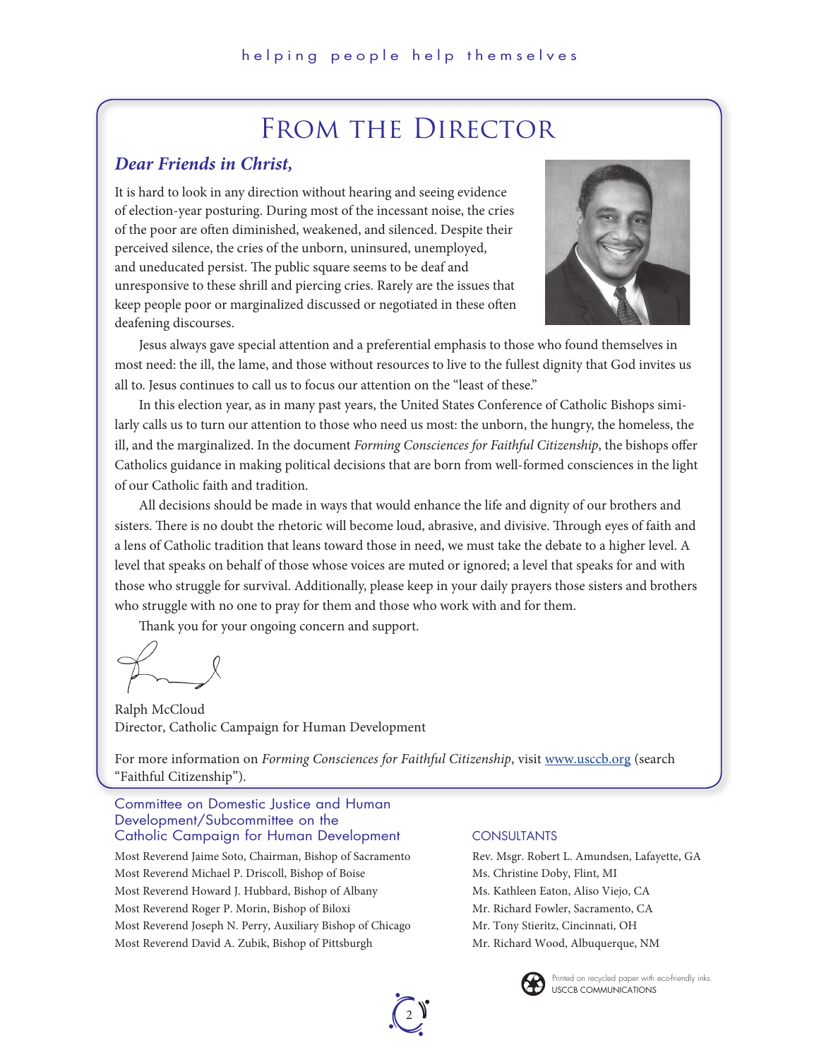# From the Director

***Dear Friends in Christ,***

It is hard to look in any direction without hearing and seeing evidence of election-year posturing. During most of the incessant noise, the cries of the poor are often diminished, weakened, and silenced. Despite their perceived silence, the cries of the unborn, uninsured, unemployed, and uneducated persist. The public square seems to be deaf and unresponsive to these shrill and piercing cries. Rarely are the issues that keep people poor or marginalized discussed or negotiated in these often deafening discourses.

Jesus always gave special attention and a preferential emphasis to those who found themselves in most need: the ill, the lame, and those without resources to live to the fullest dignity that God invites us all to. Jesus continues to call us to focus our attention on the "least of these."

In this election year, as in many past years, the United States Conference of Catholic Bishops similarly calls us to turn our attention to those who need us most: the unborn, the hungry, the homeless, the ill, and the marginalized. In the document *Forming Consciences for Faithful Citizenship*, the bishops offer Catholics guidance in making political decisions that are born from well-formed consciences in the light of our Catholic faith and tradition.

All decisions should be made in ways that would enhance the life and dignity of our brothers and sisters. There is no doubt the rhetoric will become loud, abrasive, and divisive. Through eyes of faith and a lens of Catholic tradition that leans toward those in need, we must take the debate to a higher level. A level that speaks on behalf of those whose voices are muted or ignored; a level that speaks for and with those who struggle for survival. Additionally, please keep in your daily prayers those sisters and brothers who struggle with no one to pray for them and those who work with and for them.

Thank you for your ongoing concern and support.

Ralph McCloud
Director, Catholic Campaign for Human Development

For more information on *Forming Consciences for Faithful Citizenship*, visit www.usccb.org (search "Faithful Citizenship").

### Committee on Domestic Justice and Human Development/Subcommittee on the Catholic Campaign for Human Development

Most Reverend Jaime Soto, Chairman, Bishop of Sacramento
Most Reverend Michael P. Driscoll, Bishop of Boise
Most Reverend Howard J. Hubbard, Bishop of Albany
Most Reverend Roger P. Morin, Bishop of Biloxi
Most Reverend Joseph N. Perry, Auxiliary Bishop of Chicago
Most Reverend David A. Zubik, Bishop of Pittsburgh

### Consultants

Rev. Msgr. Robert L. Amundsen, Lafayette, GA
Ms. Christine Doby, Flint, MI
Ms. Kathleen Eaton, Aliso Viejo, CA
Mr. Richard Fowler, Sacramento, CA
Mr. Tony Stieritz, Cincinnati, OH
Mr. Richard Wood, Albuquerque, NM

Printed on recycled paper with eco-friendly inks.
USCCB COMMUNICATIONS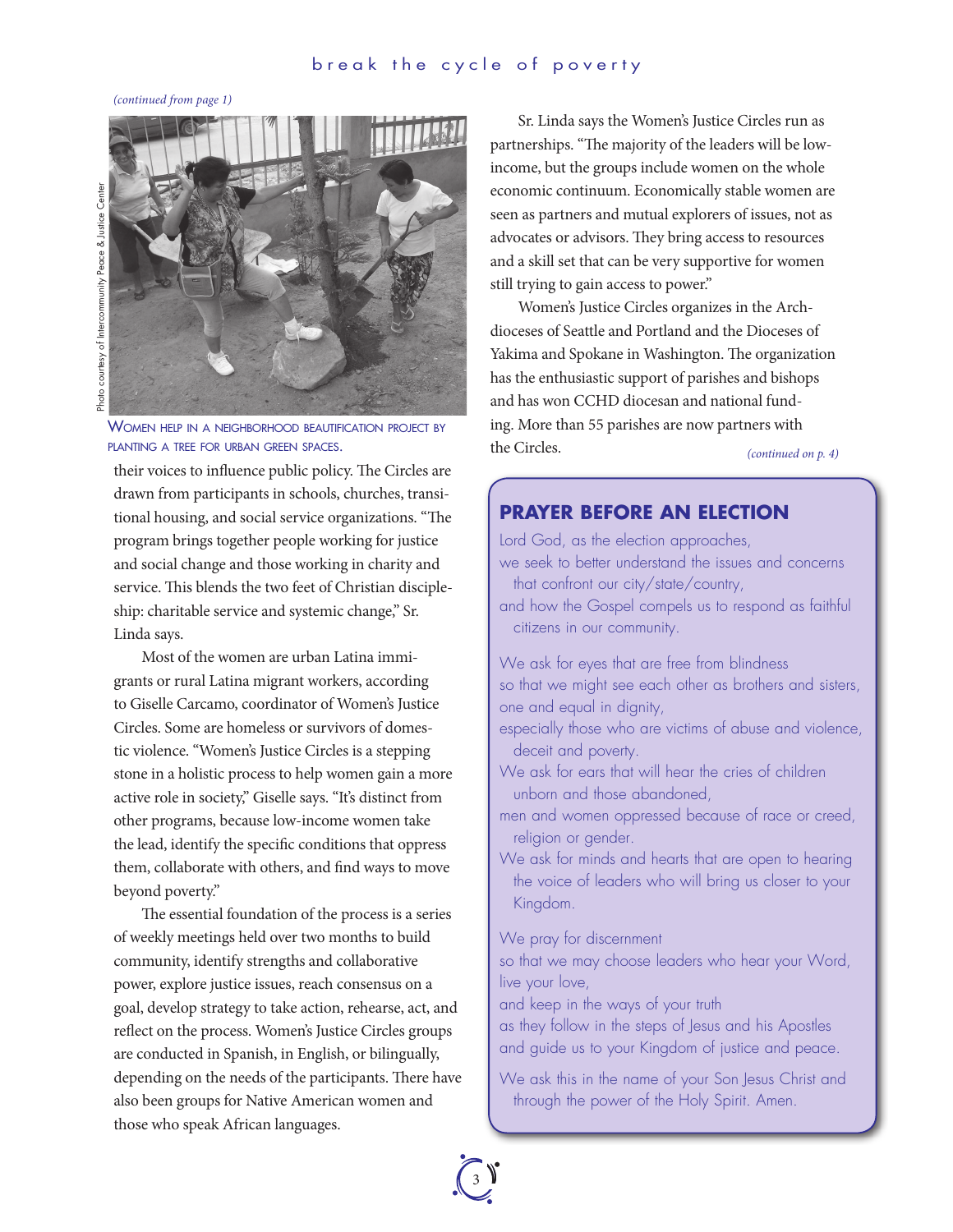*(continued from page 1)*

Photo courtesy of Intercommunity Peace & Justice Center

WOMEN HELP IN A NEIGHBORHOOD BEAUTIFICATION PROJECT BY PLANTING A TREE FOR URBAN GREEN SPACES.

their voices to influence public policy. The Circles are drawn from participants in schools, churches, transitional housing, and social service organizations. "The program brings together people working for justice and social change and those working in charity and service. This blends the two feet of Christian discipleship: charitable service and systemic change," Sr. Linda says.

Most of the women are urban Latina immigrants or rural Latina migrant workers, according to Giselle Carcamo, coordinator of Women's Justice Circles. Some are homeless or survivors of domestic violence. "Women's Justice Circles is a stepping stone in a holistic process to help women gain a more active role in society," Giselle says. "It's distinct from other programs, because low-income women take the lead, identify the specific conditions that oppress them, collaborate with others, and find ways to move beyond poverty."

The essential foundation of the process is a series of weekly meetings held over two months to build community, identify strengths and collaborative power, explore justice issues, reach consensus on a goal, develop strategy to take action, rehearse, act, and reflect on the process. Women's Justice Circles groups are conducted in Spanish, in English, or bilingually, depending on the needs of the participants. There have also been groups for Native American women and those who speak African languages.

Sr. Linda says the Women's Justice Circles run as partnerships. "The majority of the leaders will be low-income, but the groups include women on the whole economic continuum. Economically stable women are seen as partners and mutual explorers of issues, not as advocates or advisors. They bring access to resources and a skill set that can be very supportive for women still trying to gain access to power."

Women's Justice Circles organizes in the Archdioceses of Seattle and Portland and the Dioceses of Yakima and Spokane in Washington. The organization has the enthusiastic support of parishes and bishops and has won CCHD diocesan and national funding. More than 55 parishes are now partners with the Circles.

*(continued on p. 4)*

## PRAYER BEFORE AN ELECTION

Lord God, as the election approaches,
we seek to better understand the issues and concerns that confront our city/state/country,
and how the Gospel compels us to respond as faithful citizens in our community.

We ask for eyes that are free from blindness
so that we might see each other as brothers and sisters,
one and equal in dignity,
especially those who are victims of abuse and violence, deceit and poverty.
We ask for ears that will hear the cries of children unborn and those abandoned,
men and women oppressed because of race or creed, religion or gender.
We ask for minds and hearts that are open to hearing the voice of leaders who will bring us closer to your Kingdom.

We pray for discernment
so that we may choose leaders who hear your Word,
live your love,
and keep in the ways of your truth
as they follow in the steps of Jesus and his Apostles
and guide us to your Kingdom of justice and peace.

We ask this in the name of your Son Jesus Christ and through the power of the Holy Spirit. Amen.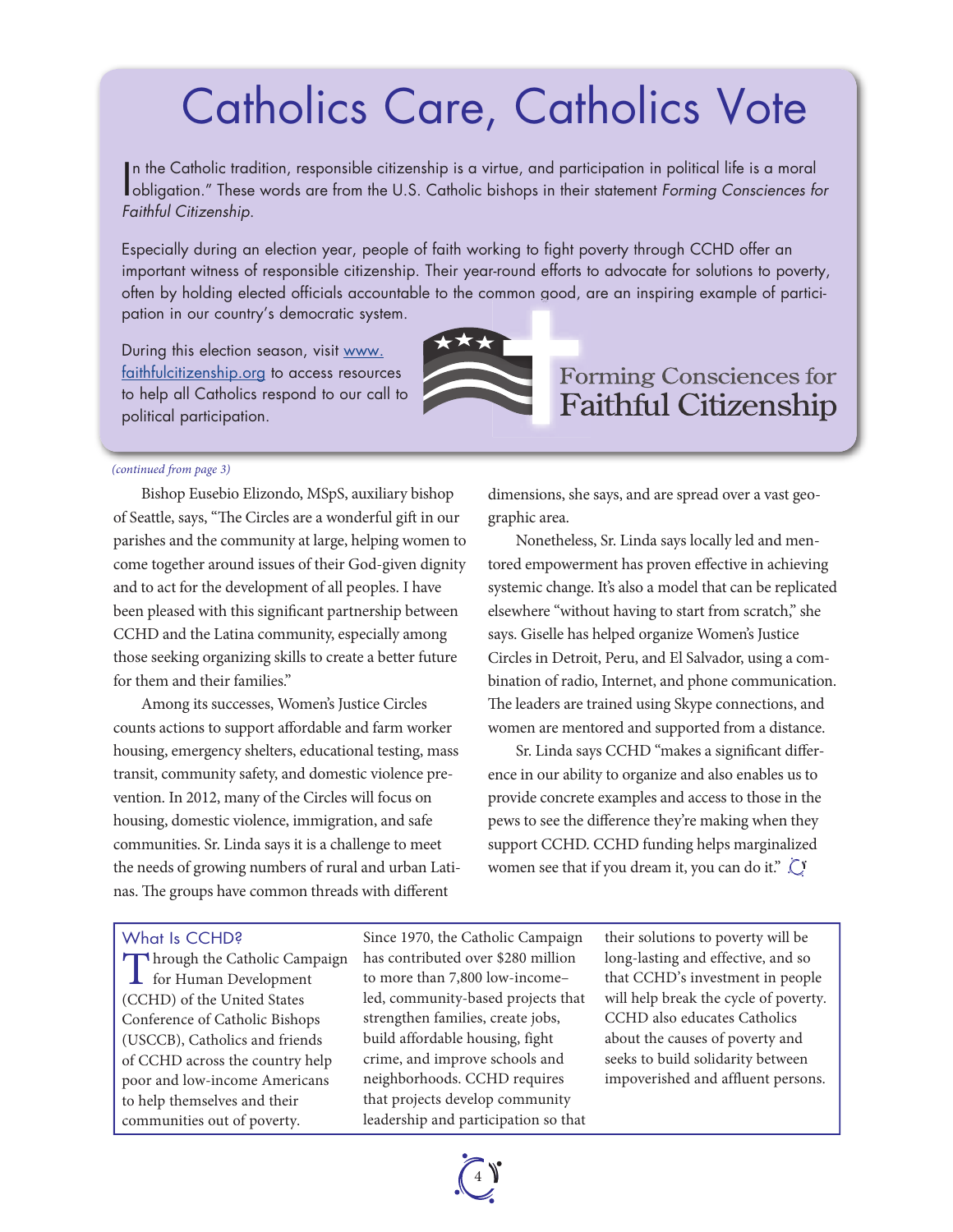# Catholics Care, Catholics Vote

"In the Catholic tradition, responsible citizenship is a virtue, and participation in political life is a moral obligation." These words are from the U.S. Catholic bishops in their statement *Forming Consciences for Faithful Citizenship*.

Especially during an election year, people of faith working to fight poverty through CCHD offer an important witness of responsible citizenship. Their year-round efforts to advocate for solutions to poverty, often by holding elected officials accountable to the common good, are an inspiring example of participation in our country's democratic system.

During this election season, visit [www.faithfulcitizenship.org](www.faithfulcitizenship.org) to access resources to help all Catholics respond to our call to political participation.

Forming Consciences for Faithful Citizenship

*(continued from page 3)*

Bishop Eusebio Elizondo, MSpS, auxiliary bishop of Seattle, says, "The Circles are a wonderful gift in our parishes and the community at large, helping women to come together around issues of their God-given dignity and to act for the development of all peoples. I have been pleased with this significant partnership between CCHD and the Latina community, especially among those seeking organizing skills to create a better future for them and their families."

Among its successes, Women's Justice Circles counts actions to support affordable and farm worker housing, emergency shelters, educational testing, mass transit, community safety, and domestic violence prevention. In 2012, many of the Circles will focus on housing, domestic violence, immigration, and safe communities. Sr. Linda says it is a challenge to meet the needs of growing numbers of rural and urban Latinas. The groups have common threads with different dimensions, she says, and are spread over a vast geographic area.

Nonetheless, Sr. Linda says locally led and mentored empowerment has proven effective in achieving systemic change. It's also a model that can be replicated elsewhere "without having to start from scratch," she says. Giselle has helped organize Women's Justice Circles in Detroit, Peru, and El Salvador, using a combination of radio, Internet, and phone communication. The leaders are trained using Skype connections, and women are mentored and supported from a distance.

Sr. Linda says CCHD "makes a significant difference in our ability to organize and also enables us to provide concrete examples and access to those in the pews to see the difference they're making when they support CCHD. CCHD funding helps marginalized women see that if you dream it, you can do it."

## What Is CCHD?

Through the Catholic Campaign for Human Development (CCHD) of the United States Conference of Catholic Bishops (USCCB), Catholics and friends of CCHD across the country help poor and low-income Americans to help themselves and their communities out of poverty. Since 1970, the Catholic Campaign has contributed over $280 million to more than 7,800 low-income–led, community-based projects that strengthen families, create jobs, build affordable housing, fight crime, and improve schools and neighborhoods. CCHD requires that projects develop community leadership and participation so that their solutions to poverty will be long-lasting and effective, and so that CCHD's investment in people will help break the cycle of poverty. CCHD also educates Catholics about the causes of poverty and seeks to build solidarity between impoverished and affluent persons.